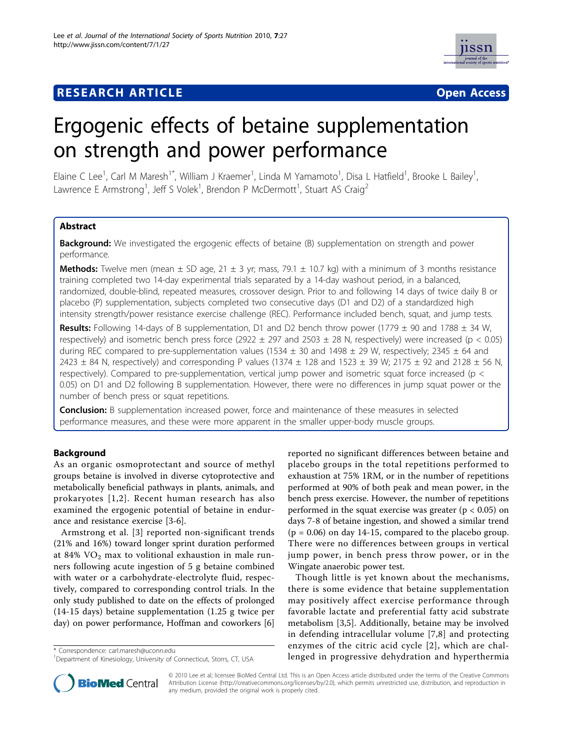**RESEARCH ARTICLE** **Open Access**

# Ergogenic effects of betaine supplementation on strength and power performance

Elaine C Lee[1], Carl M Maresh[1*], William J Kraemer[1], Linda M Yamamoto[1], Disa L Hatfield[1], Brooke L Bailey[1], Lawrence E Armstrong[1], Jeff S Volek[1], Brendon P McDermott[1], Stuart AS Craig[2]

## Abstract

**Background:** We investigated the ergogenic effects of betaine (B) supplementation on strength and power performance.

**Methods:** Twelve men (mean ± SD age, 21 ± 3 yr; mass, 79.1 ± 10.7 kg) with a minimum of 3 months resistance training completed two 14-day experimental trials separated by a 14-day washout period, in a balanced, randomized, double-blind, repeated measures, crossover design. Prior to and following 14 days of twice daily B or placebo (P) supplementation, subjects completed two consecutive days (D1 and D2) of a standardized high intensity strength/power resistance exercise challenge (REC). Performance included bench, squat, and jump tests.

**Results:** Following 14-days of B supplementation, D1 and D2 bench throw power (1779 ± 90 and 1788 ± 34 W, respectively) and isometric bench press force (2922 ± 297 and 2503 ± 28 N, respectively) were increased ($p < 0.05$) during REC compared to pre-supplementation values (1534 ± 30 and 1498 ± 29 W, respectively; 2345 ± 64 and 2423 ± 84 N, respectively) and corresponding P values (1374 ± 128 and 1523 ± 39 W; 2175 ± 92 and 2128 ± 56 N, respectively). Compared to pre-supplementation, vertical jump power and isometric squat force increased ($p < 0.05$) on D1 and D2 following B supplementation. However, there were no differences in jump squat power or the number of bench press or squat repetitions.

**Conclusion:** B supplementation increased power, force and maintenance of these measures in selected performance measures, and these were more apparent in the smaller upper-body muscle groups.

## Background

As an organic osmoprotectant and source of methyl groups betaine is involved in diverse cytoprotective and metabolically beneficial pathways in plants, animals, and prokaryotes [1,2]. Recent human research has also examined the ergogenic potential of betaine in endurance and resistance exercise [3-6].

Armstrong et al. [3] reported non-significant trends (21% and 16%) toward longer sprint duration performed at 84% $VO_2$ max to volitional exhaustion in male runners following acute ingestion of 5 g betaine combined with water or a carbohydrate-electrolyte fluid, respectively, compared to corresponding control trials. In the only study published to date on the effects of prolonged (14-15 days) betaine supplementation (1.25 g twice per day) on power performance, Hoffman and coworkers [6] reported no significant differences between betaine and placebo groups in the total repetitions performed to exhaustion at 75% 1RM, or in the number of repetitions performed at 90% of both peak and mean power, in the bench press exercise. However, the number of repetitions performed in the squat exercise was greater ($p < 0.05$) on days 7-8 of betaine ingestion, and showed a similar trend ($p = 0.06$) on day 14-15, compared to the placebo group. There were no differences between groups in vertical jump power, in bench press throw power, or in the Wingate anaerobic power test.

Though little is yet known about the mechanisms, there is some evidence that betaine supplementation may positively affect exercise performance through favorable lactate and preferential fatty acid substrate metabolism [3,5]. Additionally, betaine may be involved in defending intracellular volume [7,8] and protecting enzymes of the citric acid cycle [2], which are challenged in progressive dehydration and hyperthermia

\* Correspondence: carl.maresh@uconn.edu
[1]Department of Kinesiology, University of Connecticut, Storrs, CT, USA

© 2010 Lee et al; licensee BioMed Central Ltd. This is an Open Access article distributed under the terms of the Creative Commons Attribution License (http://creativecommons.org/licenses/by/2.0), which permits unrestricted use, distribution, and reproduction in any medium, provided the original work is properly cited.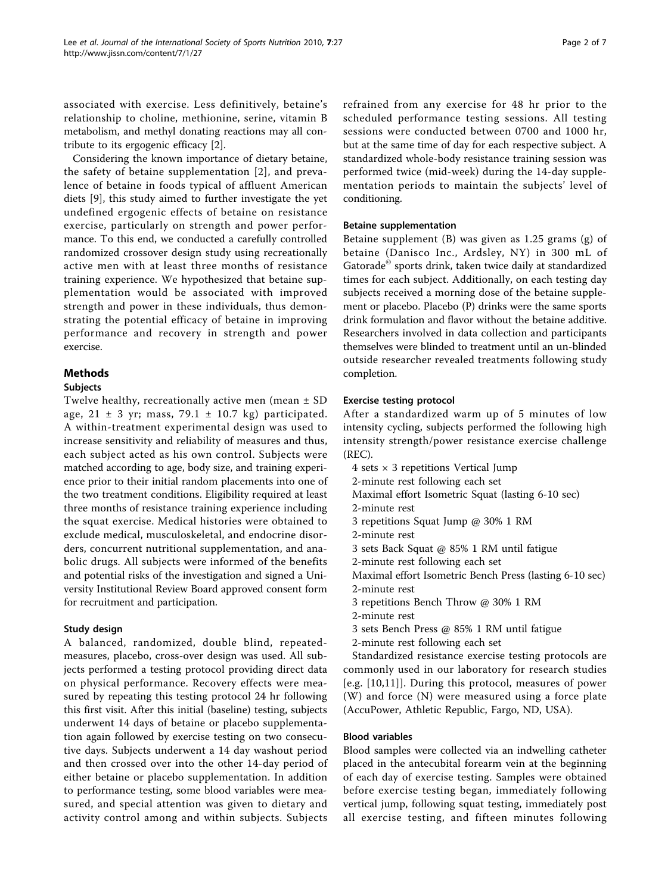associated with exercise. Less definitively, betaine's relationship to choline, methionine, serine, vitamin B metabolism, and methyl donating reactions may all contribute to its ergogenic efficacy [2].

Considering the known importance of dietary betaine, the safety of betaine supplementation [2], and prevalence of betaine in foods typical of affluent American diets [9], this study aimed to further investigate the yet undefined ergogenic effects of betaine on resistance exercise, particularly on strength and power performance. To this end, we conducted a carefully controlled randomized crossover design study using recreationally active men with at least three months of resistance training experience. We hypothesized that betaine supplementation would be associated with improved strength and power in these individuals, thus demonstrating the potential efficacy of betaine in improving performance and recovery in strength and power exercise.

## Methods

### Subjects

Twelve healthy, recreationally active men (mean ± SD age, 21 ± 3 yr; mass, 79.1 ± 10.7 kg) participated. A within-treatment experimental design was used to increase sensitivity and reliability of measures and thus, each subject acted as his own control. Subjects were matched according to age, body size, and training experience prior to their initial random placements into one of the two treatment conditions. Eligibility required at least three months of resistance training experience including the squat exercise. Medical histories were obtained to exclude medical, musculoskeletal, and endocrine disorders, concurrent nutritional supplementation, and anabolic drugs. All subjects were informed of the benefits and potential risks of the investigation and signed a University Institutional Review Board approved consent form for recruitment and participation.

### Study design

A balanced, randomized, double blind, repeated-measures, placebo, cross-over design was used. All subjects performed a testing protocol providing direct data on physical performance. Recovery effects were measured by repeating this testing protocol 24 hr following this first visit. After this initial (baseline) testing, subjects underwent 14 days of betaine or placebo supplementation again followed by exercise testing on two consecutive days. Subjects underwent a 14 day washout period and then crossed over into the other 14-day period of either betaine or placebo supplementation. In addition to performance testing, some blood variables were measured, and special attention was given to dietary and activity control among and within subjects. Subjects refrained from any exercise for 48 hr prior to the scheduled performance testing sessions. All testing sessions were conducted between 0700 and 1000 hr, but at the same time of day for each respective subject. A standardized whole-body resistance training session was performed twice (mid-week) during the 14-day supplementation periods to maintain the subjects' level of conditioning.

### Betaine supplementation

Betaine supplement (B) was given as 1.25 grams (g) of betaine (Danisco Inc., Ardsley, NY) in 300 mL of Gatorade© sports drink, taken twice daily at standardized times for each subject. Additionally, on each testing day subjects received a morning dose of the betaine supplement or placebo. Placebo (P) drinks were the same sports drink formulation and flavor without the betaine additive. Researchers involved in data collection and participants themselves were blinded to treatment until an un-blinded outside researcher revealed treatments following study completion.

### Exercise testing protocol

After a standardized warm up of 5 minutes of low intensity cycling, subjects performed the following high intensity strength/power resistance exercise challenge (REC).

4 sets × 3 repetitions Vertical Jump
2-minute rest following each set
Maximal effort Isometric Squat (lasting 6-10 sec)
2-minute rest
3 repetitions Squat Jump @ 30% 1 RM
2-minute rest
3 sets Back Squat @ 85% 1 RM until fatigue
2-minute rest following each set
Maximal effort Isometric Bench Press (lasting 6-10 sec)
2-minute rest
3 repetitions Bench Throw @ 30% 1 RM
2-minute rest
3 sets Bench Press @ 85% 1 RM until fatigue
2-minute rest following each set

Standardized resistance exercise testing protocols are commonly used in our laboratory for research studies [e.g. [10,11]]. During this protocol, measures of power (W) and force (N) were measured using a force plate (AccuPower, Athletic Republic, Fargo, ND, USA).

### Blood variables

Blood samples were collected via an indwelling catheter placed in the antecubital forearm vein at the beginning of each day of exercise testing. Samples were obtained before exercise testing began, immediately following vertical jump, following squat testing, immediately post all exercise testing, and fifteen minutes following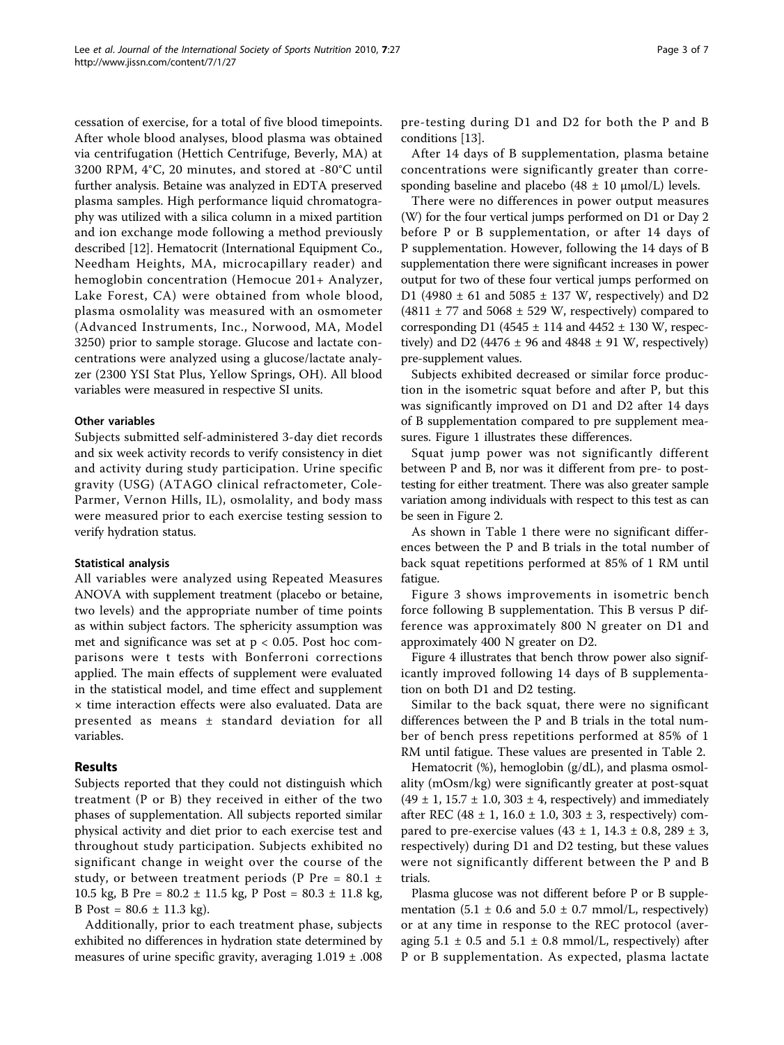cessation of exercise, for a total of five blood timepoints. After whole blood analyses, blood plasma was obtained via centrifugation (Hettich Centrifuge, Beverly, MA) at 3200 RPM, 4°C, 20 minutes, and stored at -80°C until further analysis. Betaine was analyzed in EDTA preserved plasma samples. High performance liquid chromatography was utilized with a silica column in a mixed partition and ion exchange mode following a method previously described [12]. Hematocrit (International Equipment Co., Needham Heights, MA, microcapillary reader) and hemoglobin concentration (Hemocue 201+ Analyzer, Lake Forest, CA) were obtained from whole blood, plasma osmolality was measured with an osmometer (Advanced Instruments, Inc., Norwood, MA, Model 3250) prior to sample storage. Glucose and lactate concentrations were analyzed using a glucose/lactate analyzer (2300 YSI Stat Plus, Yellow Springs, OH). All blood variables were measured in respective SI units.

### Other variables

Subjects submitted self-administered 3-day diet records and six week activity records to verify consistency in diet and activity during study participation. Urine specific gravity (USG) (ATAGO clinical refractometer, Cole-Parmer, Vernon Hills, IL), osmolality, and body mass were measured prior to each exercise testing session to verify hydration status.

### Statistical analysis

All variables were analyzed using Repeated Measures ANOVA with supplement treatment (placebo or betaine, two levels) and the appropriate number of time points as within subject factors. The sphericity assumption was met and significance was set at $p < 0.05$. Post hoc comparisons were t tests with Bonferroni corrections applied. The main effects of supplement were evaluated in the statistical model, and time effect and supplement × time interaction effects were also evaluated. Data are presented as means ± standard deviation for all variables.

## Results

Subjects reported that they could not distinguish which treatment (P or B) they received in either of the two phases of supplementation. All subjects reported similar physical activity and diet prior to each exercise test and throughout study participation. Subjects exhibited no significant change in weight over the course of the study, or between treatment periods (P Pre = 80.1 ± 10.5 kg, B Pre = 80.2 ± 11.5 kg, P Post = 80.3 ± 11.8 kg, B Post = 80.6 ± 11.3 kg).

Additionally, prior to each treatment phase, subjects exhibited no differences in hydration state determined by measures of urine specific gravity, averaging 1.019 ± .008 pre-testing during D1 and D2 for both the P and B conditions [13].

After 14 days of B supplementation, plasma betaine concentrations were significantly greater than corresponding baseline and placebo (48 ± 10 μmol/L) levels.

There were no differences in power output measures (W) for the four vertical jumps performed on D1 or Day 2 before P or B supplementation, or after 14 days of P supplementation. However, following the 14 days of B supplementation there were significant increases in power output for two of these four vertical jumps performed on D1 (4980 ± 61 and 5085 ± 137 W, respectively) and D2 (4811 ± 77 and 5068 ± 529 W, respectively) compared to corresponding D1 (4545 ± 114 and 4452 ± 130 W, respectively) and D2 (4476 ± 96 and 4848 ± 91 W, respectively) pre-supplement values.

Subjects exhibited decreased or similar force production in the isometric squat before and after P, but this was significantly improved on D1 and D2 after 14 days of B supplementation compared to pre supplement measures. Figure 1 illustrates these differences.

Squat jump power was not significantly different between P and B, nor was it different from pre- to post-testing for either treatment. There was also greater sample variation among individuals with respect to this test as can be seen in Figure 2.

As shown in Table 1 there were no significant differences between the P and B trials in the total number of back squat repetitions performed at 85% of 1 RM until fatigue.

Figure 3 shows improvements in isometric bench force following B supplementation. This B versus P difference was approximately 800 N greater on D1 and approximately 400 N greater on D2.

Figure 4 illustrates that bench throw power also significantly improved following 14 days of B supplementation on both D1 and D2 testing.

Similar to the back squat, there were no significant differences between the P and B trials in the total number of bench press repetitions performed at 85% of 1 RM until fatigue. These values are presented in Table 2.

Hematocrit (%), hemoglobin (g/dL), and plasma osmolality (mOsm/kg) were significantly greater at post-squat (49 ± 1, 15.7 ± 1.0, 303 ± 4, respectively) and immediately after REC (48 ± 1, 16.0 ± 1.0, 303 ± 3, respectively) compared to pre-exercise values (43 ± 1, 14.3 ± 0.8, 289 ± 3, respectively) during D1 and D2 testing, but these values were not significantly different between the P and B trials.

Plasma glucose was not different before P or B supplementation (5.1 ± 0.6 and 5.0 ± 0.7 mmol/L, respectively) or at any time in response to the REC protocol (averaging 5.1 ± 0.5 and 5.1 ± 0.8 mmol/L, respectively) after P or B supplementation. As expected, plasma lactate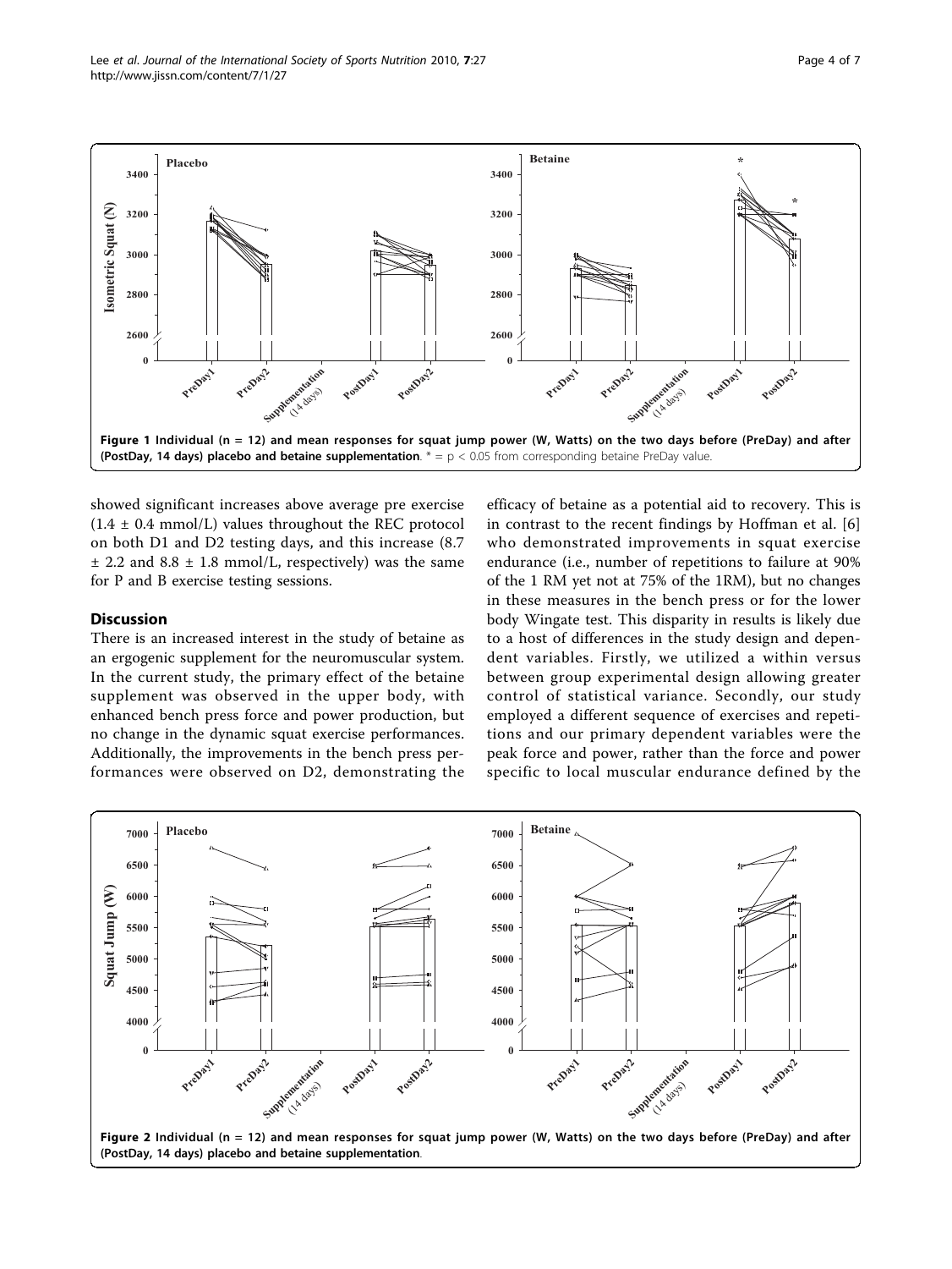Figure 1 Individual (n = 12) and mean responses for squat jump power (W, Watts) on the two days before (PreDay) and after (PostDay, 14 days) placebo and betaine supplementation. * = $p < 0.05$ from corresponding betaine PreDay value.

showed significant increases above average pre exercise (1.4 ± 0.4 mmol/L) values throughout the REC protocol on both D1 and D2 testing days, and this increase (8.7 ± 2.2 and 8.8 ± 1.8 mmol/L, respectively) was the same for P and B exercise testing sessions.

## Discussion

There is an increased interest in the study of betaine as an ergogenic supplement for the neuromuscular system. In the current study, the primary effect of the betaine supplement was observed in the upper body, with enhanced bench press force and power production, but no change in the dynamic squat exercise performances. Additionally, the improvements in the bench press performances were observed on D2, demonstrating the efficacy of betaine as a potential aid to recovery. This is in contrast to the recent findings by Hoffman et al. [6] who demonstrated improvements in squat exercise endurance (i.e., number of repetitions to failure at 90% of the 1 RM yet not at 75% of the 1RM), but no changes in these measures in the bench press or for the lower body Wingate test. This disparity in results is likely due to a host of differences in the study design and dependent variables. Firstly, we utilized a within versus between group experimental design allowing greater control of statistical variance. Secondly, our study employed a different sequence of exercises and repetitions and our primary dependent variables were the peak force and power, rather than the force and power specific to local muscular endurance defined by the

Figure 2 Individual (n = 12) and mean responses for squat jump power (W, Watts) on the two days before (PreDay) and after (PostDay, 14 days) placebo and betaine supplementation.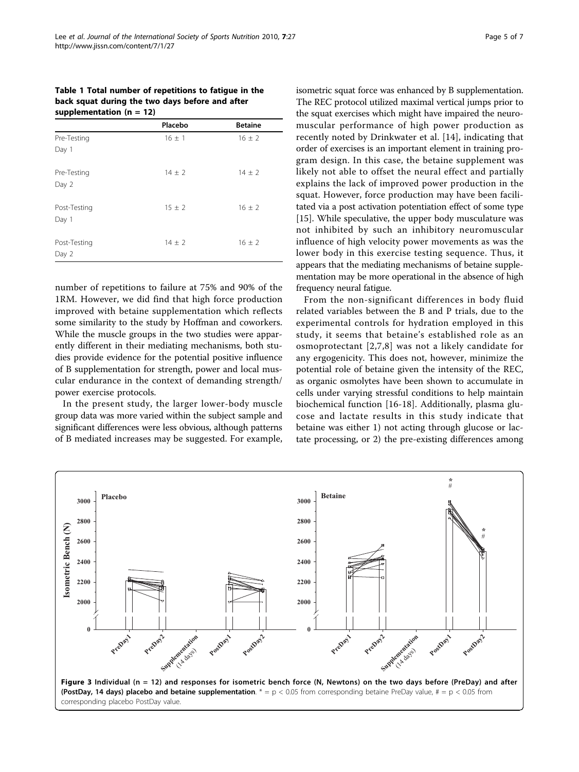**Table 1 Total number of repetitions to fatigue in the back squat during the two days before and after supplementation (n = 12)**

| | Placebo | Betaine |
|---|---|---|
| Pre-Testing Day 1 | 16 ± 1 | 16 ± 2 |
| Pre-Testing Day 2 | 14 ± 2 | 14 ± 2 |
| Post-Testing Day 1 | 15 ± 2 | 16 ± 2 |
| Post-Testing Day 2 | 14 ± 2 | 16 ± 2 |

number of repetitions to failure at 75% and 90% of the 1RM. However, we did find that high force production improved with betaine supplementation which reflects some similarity to the study by Hoffman and coworkers. While the muscle groups in the two studies were apparently different in their mediating mechanisms, both studies provide evidence for the potential positive influence of B supplementation for strength, power and local muscular endurance in the context of demanding strength/power exercise protocols.

In the present study, the larger lower-body muscle group data was more varied within the subject sample and significant differences were less obvious, although patterns of B mediated increases may be suggested. For example, isometric squat force was enhanced by B supplementation. The REC protocol utilized maximal vertical jumps prior to the squat exercises which might have impaired the neuromuscular performance of high power production as recently noted by Drinkwater et al. [14], indicating that order of exercises is an important element in training program design. In this case, the betaine supplement was likely not able to offset the neural effect and partially explains the lack of improved power production in the squat. However, force production may have been facilitated via a post activation potentiation effect of some type [15]. While speculative, the upper body musculature was not inhibited by such an inhibitory neuromuscular influence of high velocity power movements as was the lower body in this exercise testing sequence. Thus, it appears that the mediating mechanisms of betaine supplementation may be more operational in the absence of high frequency neural fatigue.

From the non-significant differences in body fluid related variables between the B and P trials, due to the experimental controls for hydration employed in this study, it seems that betaine's established role as an osmoprotectant [2,7,8] was not a likely candidate for any ergogenicity. This does not, however, minimize the potential role of betaine given the intensity of the REC, as organic osmolytes have been shown to accumulate in cells under varying stressful conditions to help maintain biochemical function [16-18]. Additionally, plasma glucose and lactate results in this study indicate that betaine was either 1) not acting through glucose or lactate processing, or 2) the pre-existing differences among

Placebo

Betaine

Isometric Bench (N)

3000
2800
2600
2400
2200
2000
0

PreDay1 PreDay2 Supplementation (14 days) PostDay1 PostDay2

*
#

**Figure 3 Individual (n = 12) and responses for isometric bench force (N, Newtons) on the two days before (PreDay) and after (PostDay, 14 days) placebo and betaine supplementation**. * = $p < 0.05$ from corresponding betaine PreDay value, # = $p < 0.05$ from corresponding placebo PostDay value.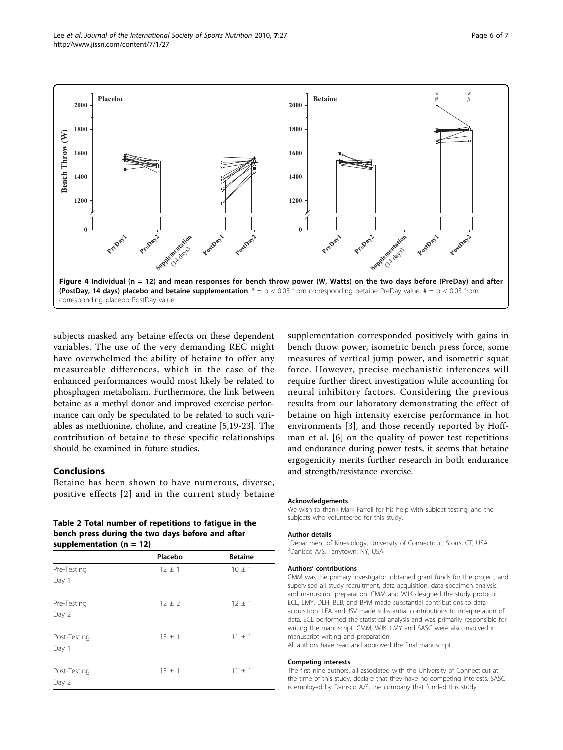Figure 4 Individual (n = 12) and mean responses for bench throw power (W, Watts) on the two days before (PreDay) and after (PostDay, 14 days) placebo and betaine supplementation. * = $p < 0.05$ from corresponding betaine PreDay value, # = $p < 0.05$ from corresponding placebo PostDay value.

subjects masked any betaine effects on these dependent variables. The use of the very demanding REC might have overwhelmed the ability of betaine to offer any measureable differences, which in the case of the enhanced performances would most likely be related to phosphagen metabolism. Furthermore, the link between betaine as a methyl donor and improved exercise performance can only be speculated to be related to such variables as methionine, choline, and creatine [5,19-23]. The contribution of betaine to these specific relationships should be examined in future studies.

## Conclusions

Betaine has been shown to have numerous, diverse, positive effects [2] and in the current study betaine supplementation corresponded positively with gains in bench throw power, isometric bench press force, some measures of vertical jump power, and isometric squat force. However, precise mechanistic inferences will require further direct investigation while accounting for neural inhibitory factors. Considering the previous results from our laboratory demonstrating the effect of betaine on high intensity exercise performance in hot environments [3], and those recently reported by Hoffman et al. [6] on the quality of power test repetitions and endurance during power tests, it seems that betaine ergogenicity merits further research in both endurance and strength/resistance exercise.

**Table 2 Total number of repetitions to fatigue in the bench press during the two days before and after supplementation (n = 12)**

| | Placebo | Betaine |
|---|---|---|
| Pre-Testing Day 1 | 12 ± 1 | 10 ± 1 |
| Pre-Testing Day 2 | 12 ± 2 | 12 ± 1 |
| Post-Testing Day 1 | 13 ± 1 | 11 ± 1 |
| Post-Testing Day 2 | 13 ± 1 | 11 ± 1 |

#### Acknowledgements

We wish to thank Mark Farrell for his help with subject testing, and the subjects who volunteered for this study.

#### Author details

[1]Department of Kinesiology, University of Connecticut, Storrs, CT, USA. [2]Danisco A/S, Tarrytown, NY, USA.

#### Authors' contributions

CMM was the primary investigator, obtained grant funds for the project, and supervised all study recruitment, data acquisition, data specimen analysis, and manuscript preparation. CMM and WJK designed the study protocol. ECL, LMY, DLH, BLB, and BPM made substantial contributions to data acquisition. LEA and JSV made substantial contributions to interpretation of data. ECL performed the statistical analysis and was primarily responsible for writing the manuscript. CMM, WJK, LMY and SASC were also involved in manuscript writing and preparation.

All authors have read and approved the final manuscript.

#### Competing interests

The first nine authors, all associated with the University of Connecticut at the time of this study, declare that they have no competing interests. SASC is employed by Danisco A/S, the company that funded this study.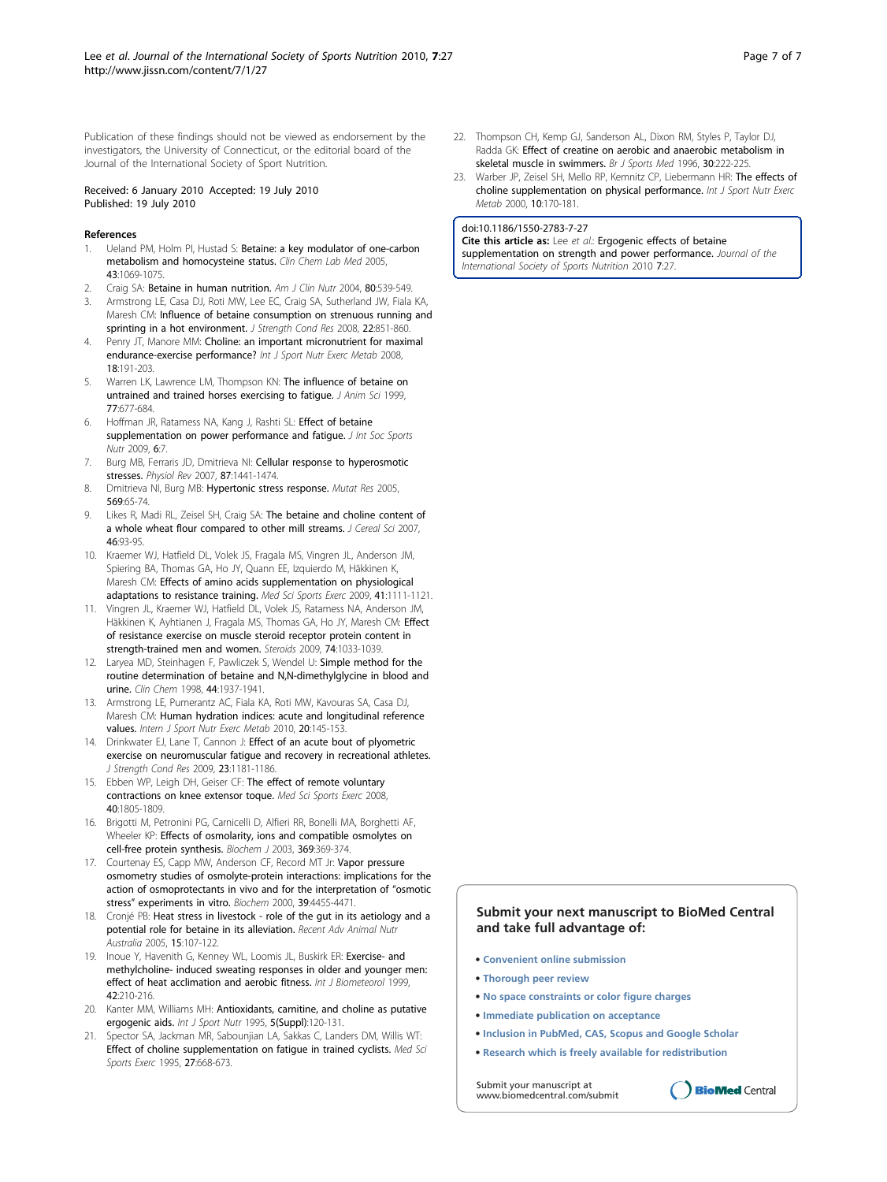Publication of these findings should not be viewed as endorsement by the investigators, the University of Connecticut, or the editorial board of the Journal of the International Society of Sport Nutrition.

Received: 6 January 2010 Accepted: 19 July 2010
Published: 19 July 2010

#### References

1. Ueland PM, Holm PI, Hustad S: **Betaine: a key modulator of one-carbon metabolism and homocysteine status.** *Clin Chem Lab Med* 2005, **43**:1069-1075.
2. Craig SA: **Betaine in human nutrition.** *Am J Clin Nutr* 2004, **80**:539-549.
3. Armstrong LE, Casa DJ, Roti MW, Lee EC, Craig SA, Sutherland JW, Fiala KA, Maresh CM: **Influence of betaine consumption on strenuous running and sprinting in a hot environment.** *J Strength Cond Res* 2008, **22**:851-860.
4. Penry JT, Manore MM: **Choline: an important micronutrient for maximal endurance-exercise performance?** *Int J Sport Nutr Exerc Metab* 2008, **18**:191-203.
5. Warren LK, Lawrence LM, Thompson KN: **The influence of betaine on untrained and trained horses exercising to fatigue.** *J Anim Sci* 1999, **77**:677-684.
6. Hoffman JR, Ratamess NA, Kang J, Rashti SL: **Effect of betaine supplementation on power performance and fatigue.** *J Int Soc Sports Nutr* 2009, **6**:7.
7. Burg MB, Ferraris JD, Dmitrieva NI: **Cellular response to hyperosmotic stresses.** *Physiol Rev* 2007, **87**:1441-1474.
8. Dmitrieva NI, Burg MB: **Hypertonic stress response.** *Mutat Res* 2005, **569**:65-74.
9. Likes R, Madi RL, Zeisel SH, Craig SA: **The betaine and choline content of a whole wheat flour compared to other mill streams.** *J Cereal Sci* 2007, **46**:93-95.
10. Kraemer WJ, Hatfield DL, Volek JS, Fragala MS, Vingren JL, Anderson JM, Spiering BA, Thomas GA, Ho JY, Quann EE, Izquierdo M, Häkkinen K, Maresh CM: **Effects of amino acids supplementation on physiological adaptations to resistance training.** *Med Sci Sports Exerc* 2009, **41**:1111-1121.
11. Vingren JL, Kraemer WJ, Hatfield DL, Volek JS, Ratamess NA, Anderson JM, Häkkinen K, Ayhtianen J, Fragala MS, Thomas GA, Ho JY, Maresh CM: **Effect of resistance exercise on muscle steroid receptor protein content in strength-trained men and women.** *Steroids* 2009, **74**:1033-1039.
12. Laryea MD, Steinhagen F, Pawliczek S, Wendel U: **Simple method for the routine determination of betaine and N,N-dimethylglycine in blood and urine.** *Clin Chem* 1998, **44**:1937-1941.
13. Armstrong LE, Pumerantz AC, Fiala KA, Roti MW, Kavouras SA, Casa DJ, Maresh CM: **Human hydration indices: acute and longitudinal reference values.** *Intern J Sport Nutr Exerc Metab* 2010, **20**:145-153.
14. Drinkwater EJ, Lane T, Cannon J: **Effect of an acute bout of plyometric exercise on neuromuscular fatigue and recovery in recreational athletes.** *J Strength Cond Res* 2009, **23**:1181-1186.
15. Ebben WP, Leigh DH, Geiser CF: **The effect of remote voluntary contractions on knee extensor toque.** *Med Sci Sports Exerc* 2008, **40**:1805-1809.
16. Brigotti M, Petronini PG, Carnicelli D, Alfieri RR, Bonelli MA, Borghetti AF, Wheeler KP: **Effects of osmolarity, ions and compatible osmolytes on cell-free protein synthesis.** *Biochem J* 2003, **369**:369-374.
17. Courtenay ES, Capp MW, Anderson CF, Record MT Jr: **Vapor pressure osmometry studies of osmolyte-protein interactions: implications for the action of osmoprotectants in vivo and for the interpretation of "osmotic stress" experiments in vitro.** *Biochem* 2000, **39**:4455-4471.
18. Cronjé PB: **Heat stress in livestock - role of the gut in its aetiology and a potential role for betaine in its alleviation.** *Recent Adv Animal Nutr Australia* 2005, **15**:107-122.
19. Inoue Y, Havenith G, Kenney WL, Loomis JL, Buskirk ER: **Exercise- and methylcholine- induced sweating responses in older and younger men: effect of heat acclimation and aerobic fitness.** *Int J Biometeorol* 1999, **42**:210-216.
20. Kanter MM, Williams MH: **Antioxidants, carnitine, and choline as putative ergogenic aids.** *Int J Sport Nutr* 1995, **5(Suppl)**:120-131.
21. Spector SA, Jackman MR, Sabounjian LA, Sakkas C, Landers DM, Willis WT: **Effect of choline supplementation on fatigue in trained cyclists.** *Med Sci Sports Exerc* 1995, **27**:668-673.
22. Thompson CH, Kemp GJ, Sanderson AL, Dixon RM, Styles P, Taylor DJ, Radda GK: **Effect of creatine on aerobic and anaerobic metabolism in skeletal muscle in swimmers.** *Br J Sports Med* 1996, **30**:222-225.
23. Warber JP, Zeisel SH, Mello RP, Kemnitz CP, Liebermann HR: **The effects of choline supplementation on physical performance.** *Int J Sport Nutr Exerc Metab* 2000, **10**:170-181.

doi:10.1186/1550-2783-7-27
**Cite this article as:** Lee *et al.*: Ergogenic effects of betaine supplementation on strength and power performance. *Journal of the International Society of Sports Nutrition* 2010 **7**:27.

**Submit your next manuscript to BioMed Central and take full advantage of:**

- **Convenient online submission**
- **Thorough peer review**
- **No space constraints or color figure charges**
- **Immediate publication on acceptance**
- **Inclusion in PubMed, CAS, Scopus and Google Scholar**
- **Research which is freely available for redistribution**

Submit your manuscript at
www.biomedcentral.com/submit

BioMed Central